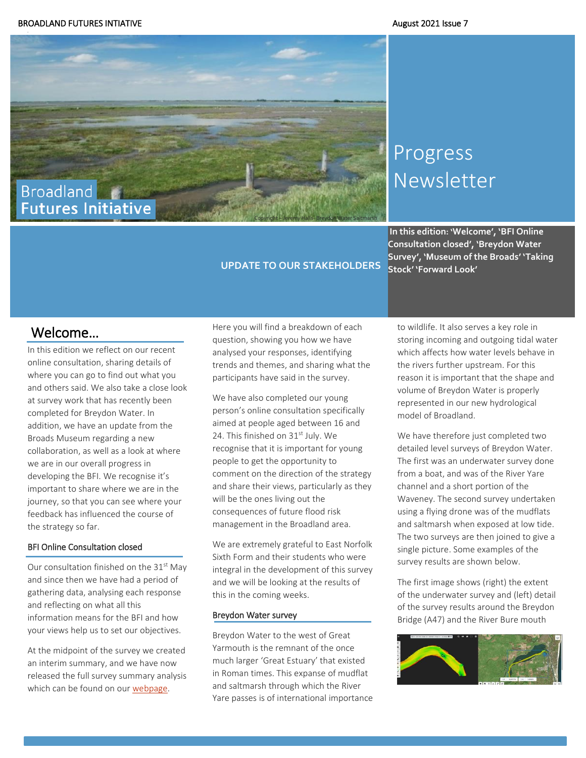BROADLAND FUTURES INTIATIVE

August 2021 Issue 7

Broadland
**Futures Initiative**

Copyright – Jeremy Halls- Breydon Water Saltmarsh

# Progress Newsletter

**UPDATE TO OUR STAKEHOLDERS**

**In this edition: 'Welcome', 'BFI Online Consultation closed', 'Breydon Water Survey', 'Museum of the Broads' 'Taking Stock' 'Forward Look'**

## Welcome…

In this edition we reflect on our recent online consultation, sharing details of where you can go to find out what you and others said. We also take a close look at survey work that has recently been completed for Breydon Water. In addition, we have an update from the Broads Museum regarding a new collaboration, as well as a look at where we are in our overall progress in developing the BFI. We recognise it's important to share where we are in the journey, so that you can see where your feedback has influenced the course of the strategy so far.

### BFI Online Consultation closed

Our consultation finished on the 31st May and since then we have had a period of gathering data, analysing each response and reflecting on what all this information means for the BFI and how your views help us to set our objectives.

At the midpoint of the survey we created an interim summary, and we have now released the full survey summary analysis which can be found on our webpage.

Here you will find a breakdown of each question, showing you how we have analysed your responses, identifying trends and themes, and sharing what the participants have said in the survey.

We have also completed our young person's online consultation specifically aimed at people aged between 16 and 24. This finished on 31st July. We recognise that it is important for young people to get the opportunity to comment on the direction of the strategy and share their views, particularly as they will be the ones living out the consequences of future flood risk management in the Broadland area.

We are extremely grateful to East Norfolk Sixth Form and their students who were integral in the development of this survey and we will be looking at the results of this in the coming weeks.

### Breydon Water survey

Breydon Water to the west of Great Yarmouth is the remnant of the once much larger 'Great Estuary' that existed in Roman times. This expanse of mudflat and saltmarsh through which the River Yare passes is of international importance to wildlife. It also serves a key role in storing incoming and outgoing tidal water which affects how water levels behave in the rivers further upstream. For this reason it is important that the shape and volume of Breydon Water is properly represented in our new hydrological model of Broadland.

We have therefore just completed two detailed level surveys of Breydon Water. The first was an underwater survey done from a boat, and was of the River Yare channel and a short portion of the Waveney. The second survey undertaken using a flying drone was of the mudflats and saltmarsh when exposed at low tide. The two surveys are then joined to give a single picture. Some examples of the survey results are shown below.

The first image shows (right) the extent of the underwater survey and (left) detail of the survey results around the Breydon Bridge (A47) and the River Bure mouth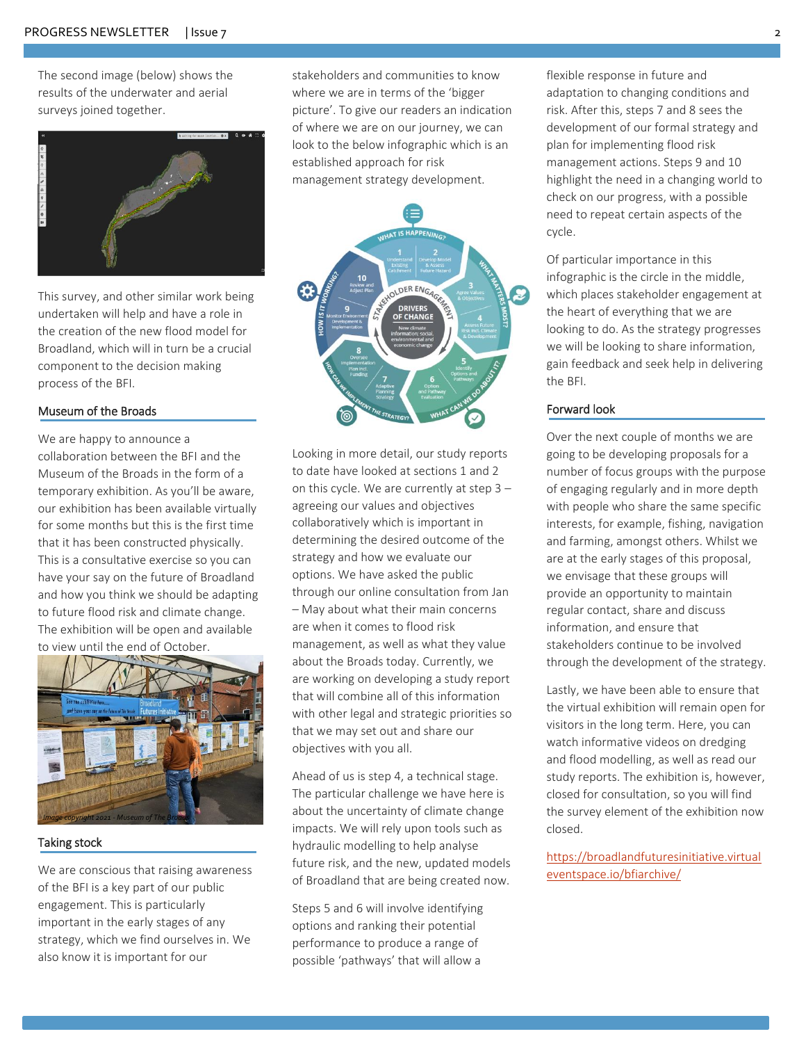The second image (below) shows the results of the underwater and aerial surveys joined together.

This survey, and other similar work being undertaken will help and have a role in the creation of the new flood model for Broadland, which will in turn be a crucial component to the decision making process of the BFI.

## Museum of the Broads

We are happy to announce a collaboration between the BFI and the Museum of the Broads in the form of a temporary exhibition. As you'll be aware, our exhibition has been available virtually for some months but this is the first time that it has been constructed physically. This is a consultative exercise so you can have your say on the future of Broadland and how you think we should be adapting to future flood risk and climate change. The exhibition will be open and available to view until the end of October.

*Image copyright 2021 - Museum of The Broads*

## Taking stock

We are conscious that raising awareness of the BFI is a key part of our public engagement. This is particularly important in the early stages of any strategy, which we find ourselves in. We also know it is important for our stakeholders and communities to know where we are in terms of the 'bigger picture'. To give our readers an indication of where we are on our journey, we can look to the below infographic which is an established approach for risk management strategy development.

WHAT IS HAPPENING?
1 Understand Existing Catchment
2 Develop Model & Assess Future Hazard
WHAT MATTERS MOST?
3 Agree Values & Objectives
4 Assess Future Risk incl. Climate & Development
WHAT CAN WE DO ABOUT IT?
5 Identify Options and Pathways
6 Option and Pathway Evaluation
HOW CAN WE IMPLEMENT THE STRATEGY?
7 Adaptive Planning Strategy
8 Oversee Implementation Plan incl. Funding
HOW IS IT WORKING?
9 Monitor Environment Development & Implementation
10 Review and Adjust Plan
STAKEHOLDER ENGAGEMENT
DRIVERS OF CHANGE
New climate information; social, environmental and economic change

Looking in more detail, our study reports to date have looked at sections 1 and 2 on this cycle. We are currently at step 3 – agreeing our values and objectives collaboratively which is important in determining the desired outcome of the strategy and how we evaluate our options. We have asked the public through our online consultation from Jan – May about what their main concerns are when it comes to flood risk management, as well as what they value about the Broads today. Currently, we are working on developing a study report that will combine all of this information with other legal and strategic priorities so that we may set out and share our objectives with you all.

Ahead of us is step 4, a technical stage. The particular challenge we have here is about the uncertainty of climate change impacts. We will rely upon tools such as hydraulic modelling to help analyse future risk, and the new, updated models of Broadland that are being created now.

Steps 5 and 6 will involve identifying options and ranking their potential performance to produce a range of possible 'pathways' that will allow a flexible response in future and adaptation to changing conditions and risk. After this, steps 7 and 8 sees the development of our formal strategy and plan for implementing flood risk management actions. Steps 9 and 10 highlight the need in a changing world to check on our progress, with a possible need to repeat certain aspects of the cycle.

Of particular importance in this infographic is the circle in the middle, which places stakeholder engagement at the heart of everything that we are looking to do. As the strategy progresses we will be looking to share information, gain feedback and seek help in delivering the BFI.

## Forward look

Over the next couple of months we are going to be developing proposals for a number of focus groups with the purpose of engaging regularly and in more depth with people who share the same specific interests, for example, fishing, navigation and farming, amongst others. Whilst we are at the early stages of this proposal, we envisage that these groups will provide an opportunity to maintain regular contact, share and discuss information, and ensure that stakeholders continue to be involved through the development of the strategy.

Lastly, we have been able to ensure that the virtual exhibition will remain open for visitors in the long term. Here, you can watch informative videos on dredging and flood modelling, as well as read our study reports. The exhibition is, however, closed for consultation, so you will find the survey element of the exhibition now closed.

https://broadlandfuturesinitiative.virtualeventspace.io/bfiarchive/